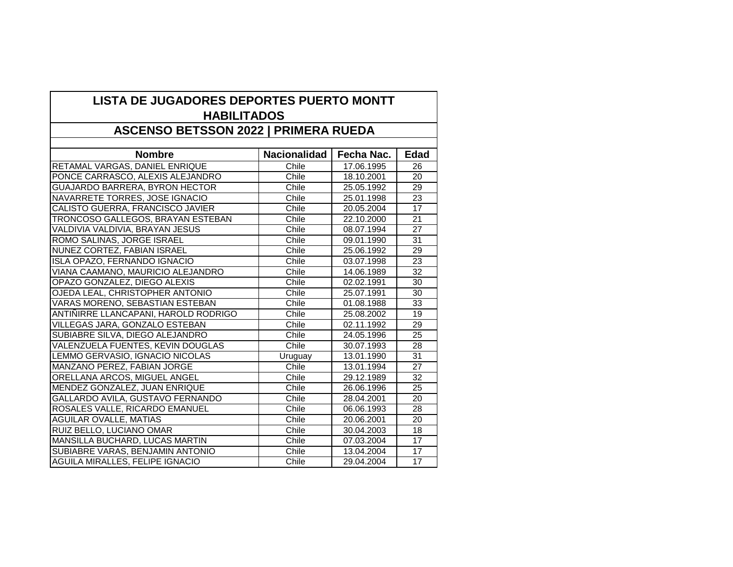# LISTA DE JUGADORES DEPORTES PUERTO MONTT HABILITADOS

## ASCENSO BETSSON 2022 | PRIMERA RUEDA

| Nombre | Nacionalidad | Fecha Nac. | Edad |
|---|---|---|---|
| RETAMAL VARGAS, DANIEL ENRIQUE | Chile | 17.06.1995 | 26 |
| PONCE CARRASCO, ALEXIS ALEJANDRO | Chile | 18.10.2001 | 20 |
| GUAJARDO BARRERA, BYRON HECTOR | Chile | 25.05.1992 | 29 |
| NAVARRETE TORRES, JOSE IGNACIO | Chile | 25.01.1998 | 23 |
| CALISTO GUERRA, FRANCISCO JAVIER | Chile | 20.05.2004 | 17 |
| TRONCOSO GALLEGOS, BRAYAN ESTEBAN | Chile | 22.10.2000 | 21 |
| VALDIVIA VALDIVIA, BRAYAN JESUS | Chile | 08.07.1994 | 27 |
| ROMO SALINAS, JORGE ISRAEL | Chile | 09.01.1990 | 31 |
| NUNEZ CORTEZ, FABIAN ISRAEL | Chile | 25.06.1992 | 29 |
| ISLA OPAZO, FERNANDO IGNACIO | Chile | 03.07.1998 | 23 |
| VIANA CAAMANO, MAURICIO ALEJANDRO | Chile | 14.06.1989 | 32 |
| OPAZO GONZALEZ, DIEGO ALEXIS | Chile | 02.02.1991 | 30 |
| OJEDA LEAL, CHRISTOPHER ANTONIO | Chile | 25.07.1991 | 30 |
| VARAS MORENO, SEBASTIAN ESTEBAN | Chile | 01.08.1988 | 33 |
| ANTIÑIRRE LLANCAPANI, HAROLD RODRIGO | Chile | 25.08.2002 | 19 |
| VILLEGAS JARA, GONZALO ESTEBAN | Chile | 02.11.1992 | 29 |
| SUBIABRE SILVA, DIEGO ALEJANDRO | Chile | 24.05.1996 | 25 |
| VALENZUELA FUENTES, KEVIN DOUGLAS | Chile | 30.07.1993 | 28 |
| LEMMO GERVASIO, IGNACIO NICOLAS | Uruguay | 13.01.1990 | 31 |
| MANZANO PEREZ, FABIAN JORGE | Chile | 13.01.1994 | 27 |
| ORELLANA ARCOS, MIGUEL ANGEL | Chile | 29.12.1989 | 32 |
| MENDEZ GONZALEZ, JUAN ENRIQUE | Chile | 26.06.1996 | 25 |
| GALLARDO AVILA, GUSTAVO FERNANDO | Chile | 28.04.2001 | 20 |
| ROSALES VALLE, RICARDO EMANUEL | Chile | 06.06.1993 | 28 |
| AGUILAR OVALLE, MATIAS | Chile | 20.06.2001 | 20 |
| RUIZ BELLO, LUCIANO OMAR | Chile | 30.04.2003 | 18 |
| MANSILLA BUCHARD, LUCAS MARTIN | Chile | 07.03.2004 | 17 |
| SUBIABRE VARAS, BENJAMIN ANTONIO | Chile | 13.04.2004 | 17 |
| AGUILA MIRALLES, FELIPE IGNACIO | Chile | 29.04.2004 | 17 |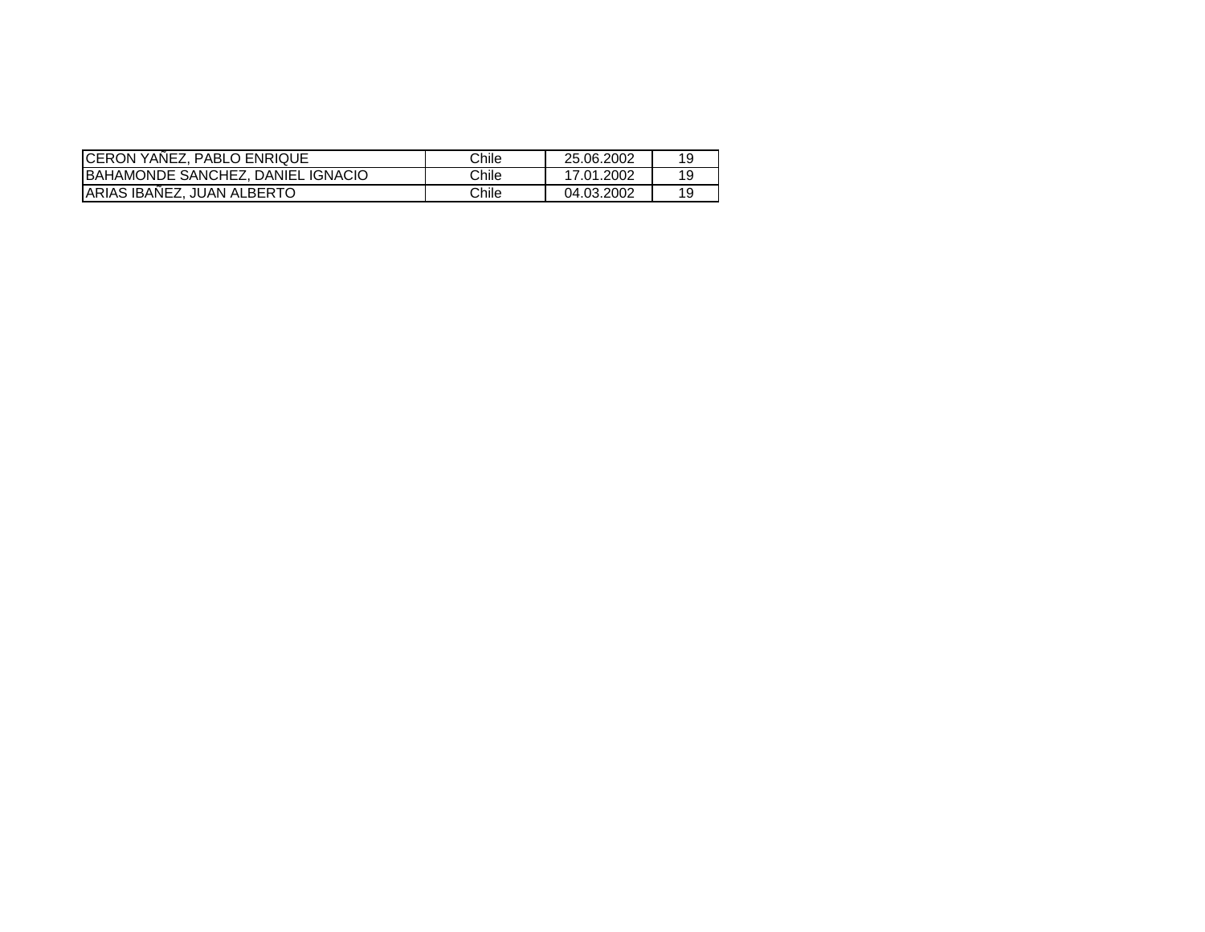| | | | |
|---|---|---|---|
| CERON YAÑEZ, PABLO ENRIQUE | Chile | 25.06.2002 | 19 |
| BAHAMONDE SANCHEZ, DANIEL IGNACIO | Chile | 17.01.2002 | 19 |
| ARIAS IBAÑEZ, JUAN ALBERTO | Chile | 04.03.2002 | 19 |